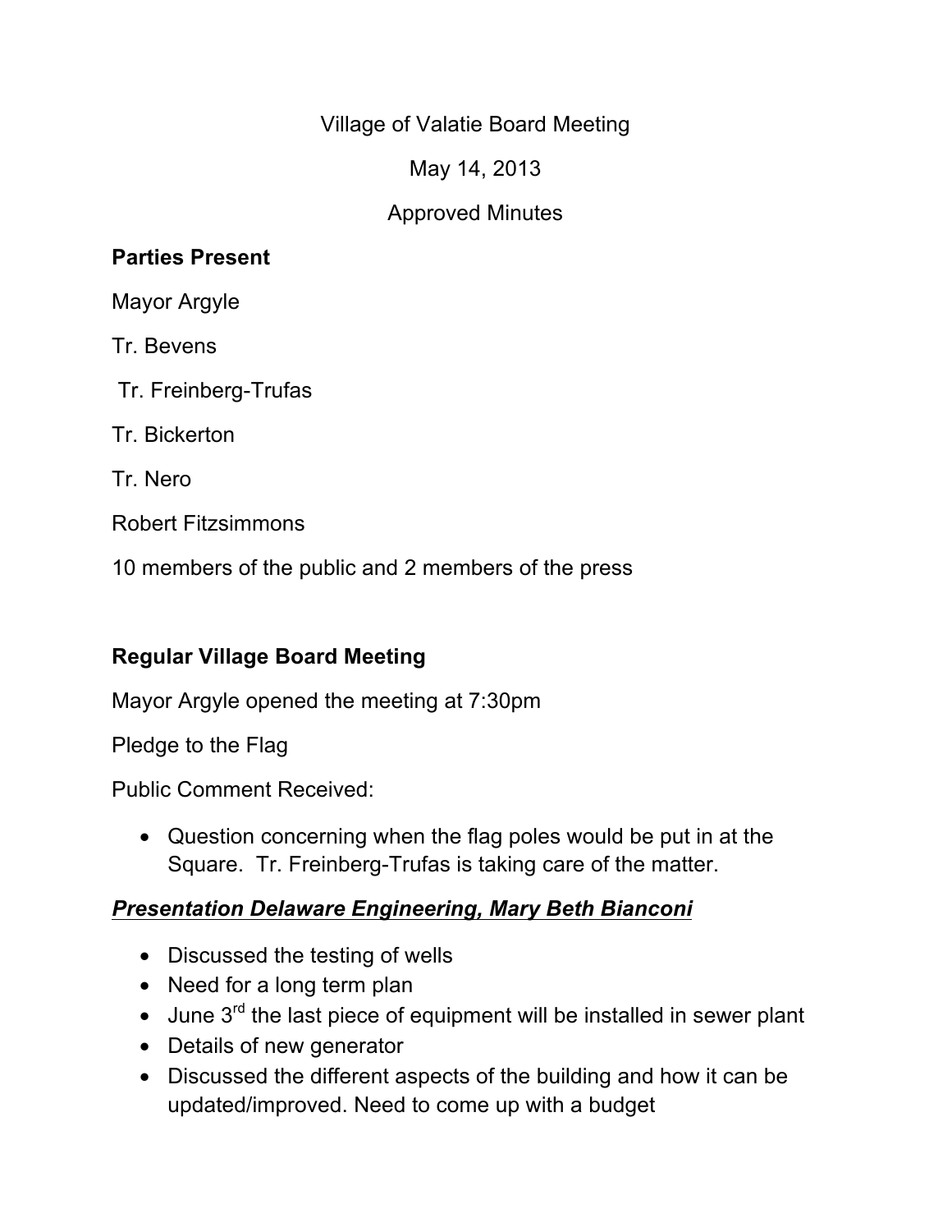Village of Valatie Board Meeting

May 14, 2013

Approved Minutes

**Parties Present**

Mayor Argyle

Tr. Bevens

Tr. Freinberg-Trufas

Tr. Bickerton

Tr. Nero

Robert Fitzsimmons

10 members of the public and 2 members of the press

**Regular Village Board Meeting**

Mayor Argyle opened the meeting at 7:30pm

Pledge to the Flag

Public Comment Received:

- Question concerning when the flag poles would be put in at the Square. Tr. Freinberg-Trufas is taking care of the matter.

***<u>Presentation Delaware Engineering, Mary Beth Bianconi</u>***

- Discussed the testing of wells
- Need for a long term plan
- June 3rd the last piece of equipment will be installed in sewer plant
- Details of new generator
- Discussed the different aspects of the building and how it can be updated/improved. Need to come up with a budget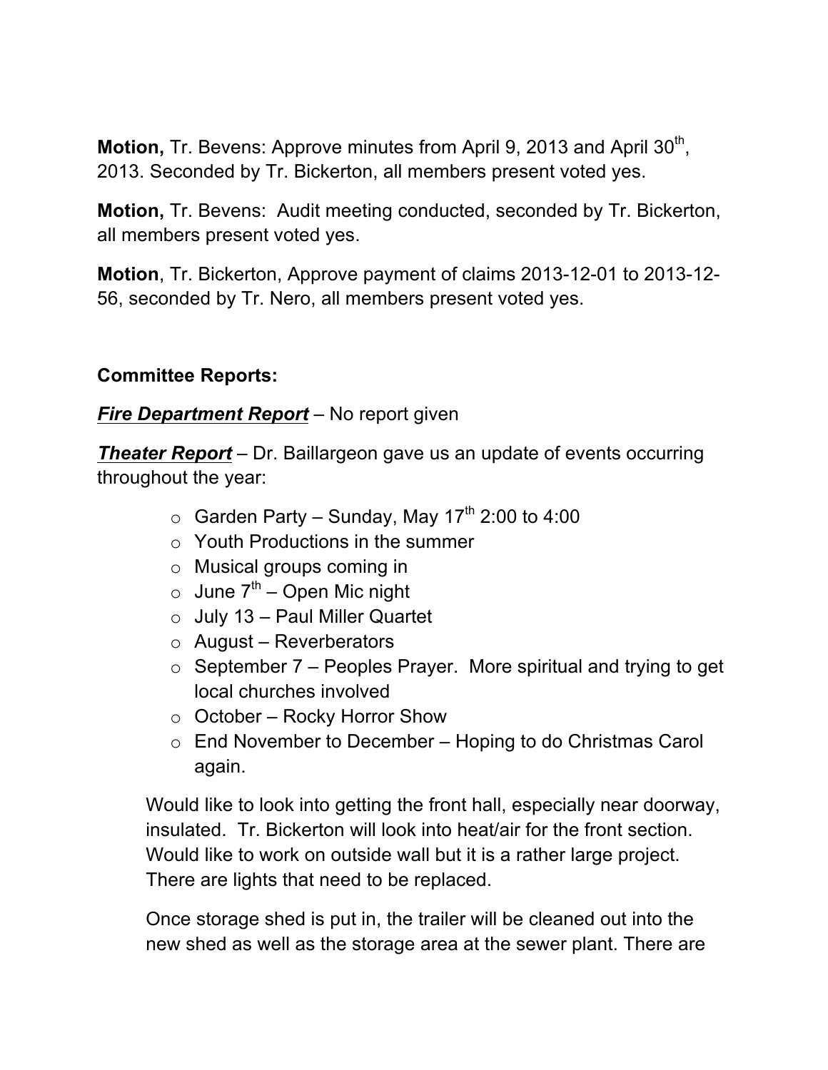**Motion,** Tr. Bevens: Approve minutes from April 9, 2013 and April 30th, 2013. Seconded by Tr. Bickerton, all members present voted yes.

**Motion,** Tr. Bevens: Audit meeting conducted, seconded by Tr. Bickerton, all members present voted yes.

**Motion**, Tr. Bickerton, Approve payment of claims 2013-12-01 to 2013-12-56, seconded by Tr. Nero, all members present voted yes.

**Committee Reports:**

***Fire Department Report*** – No report given

***Theater Report*** – Dr. Baillargeon gave us an update of events occurring throughout the year:

- Garden Party – Sunday, May 17th 2:00 to 4:00
- Youth Productions in the summer
- Musical groups coming in
- June 7th – Open Mic night
- July 13 – Paul Miller Quartet
- August – Reverberators
- September 7 – Peoples Prayer. More spiritual and trying to get local churches involved
- October – Rocky Horror Show
- End November to December – Hoping to do Christmas Carol again.

Would like to look into getting the front hall, especially near doorway, insulated. Tr. Bickerton will look into heat/air for the front section. Would like to work on outside wall but it is a rather large project. There are lights that need to be replaced.

Once storage shed is put in, the trailer will be cleaned out into the new shed as well as the storage area at the sewer plant. There are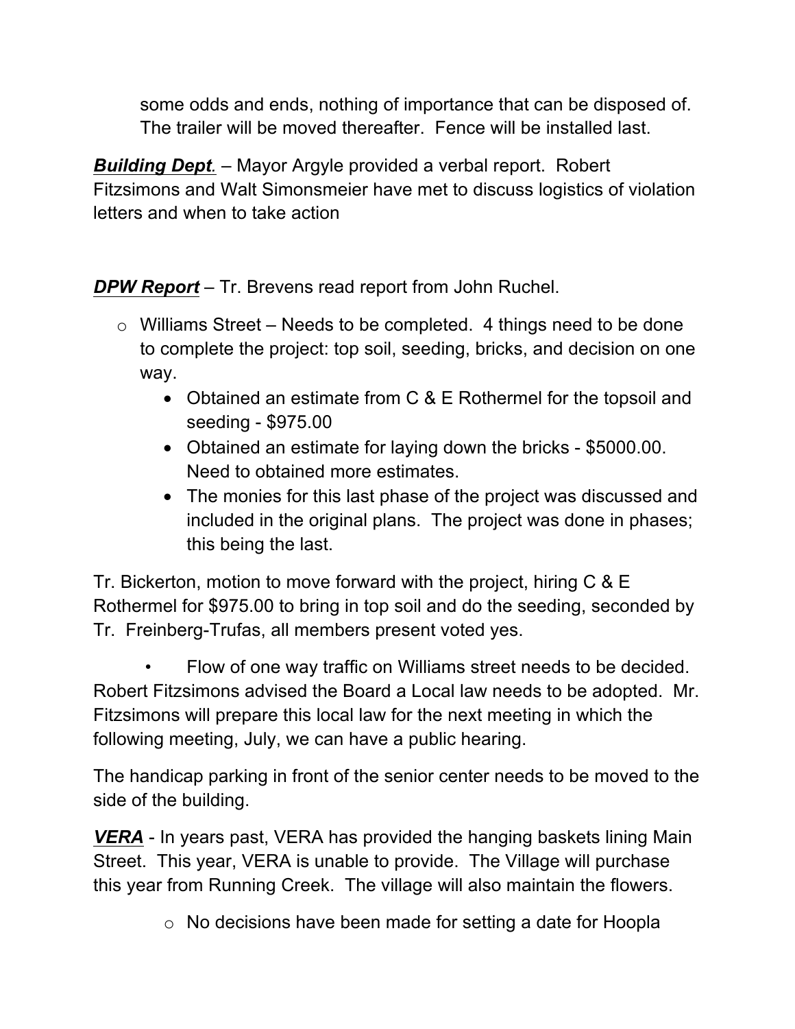some odds and ends, nothing of importance that can be disposed of. The trailer will be moved thereafter. Fence will be installed last.

***Building Dept.*** – Mayor Argyle provided a verbal report. Robert Fitzsimons and Walt Simonsmeier have met to discuss logistics of violation letters and when to take action

***DPW Report*** – Tr. Brevens read report from John Ruchel.

- Williams Street – Needs to be completed. 4 things need to be done to complete the project: top soil, seeding, bricks, and decision on one way.
  - Obtained an estimate from C & E Rothermel for the topsoil and seeding - $975.00
  - Obtained an estimate for laying down the bricks - $5000.00. Need to obtained more estimates.
  - The monies for this last phase of the project was discussed and included in the original plans. The project was done in phases; this being the last.

Tr. Bickerton, motion to move forward with the project, hiring C & E Rothermel for $975.00 to bring in top soil and do the seeding, seconded by Tr. Freinberg-Trufas, all members present voted yes.

- Flow of one way traffic on Williams street needs to be decided. Robert Fitzsimons advised the Board a Local law needs to be adopted. Mr. Fitzsimons will prepare this local law for the next meeting in which the following meeting, July, we can have a public hearing.

The handicap parking in front of the senior center needs to be moved to the side of the building.

***VERA*** - In years past, VERA has provided the hanging baskets lining Main Street. This year, VERA is unable to provide. The Village will purchase this year from Running Creek. The village will also maintain the flowers.

- No decisions have been made for setting a date for Hoopla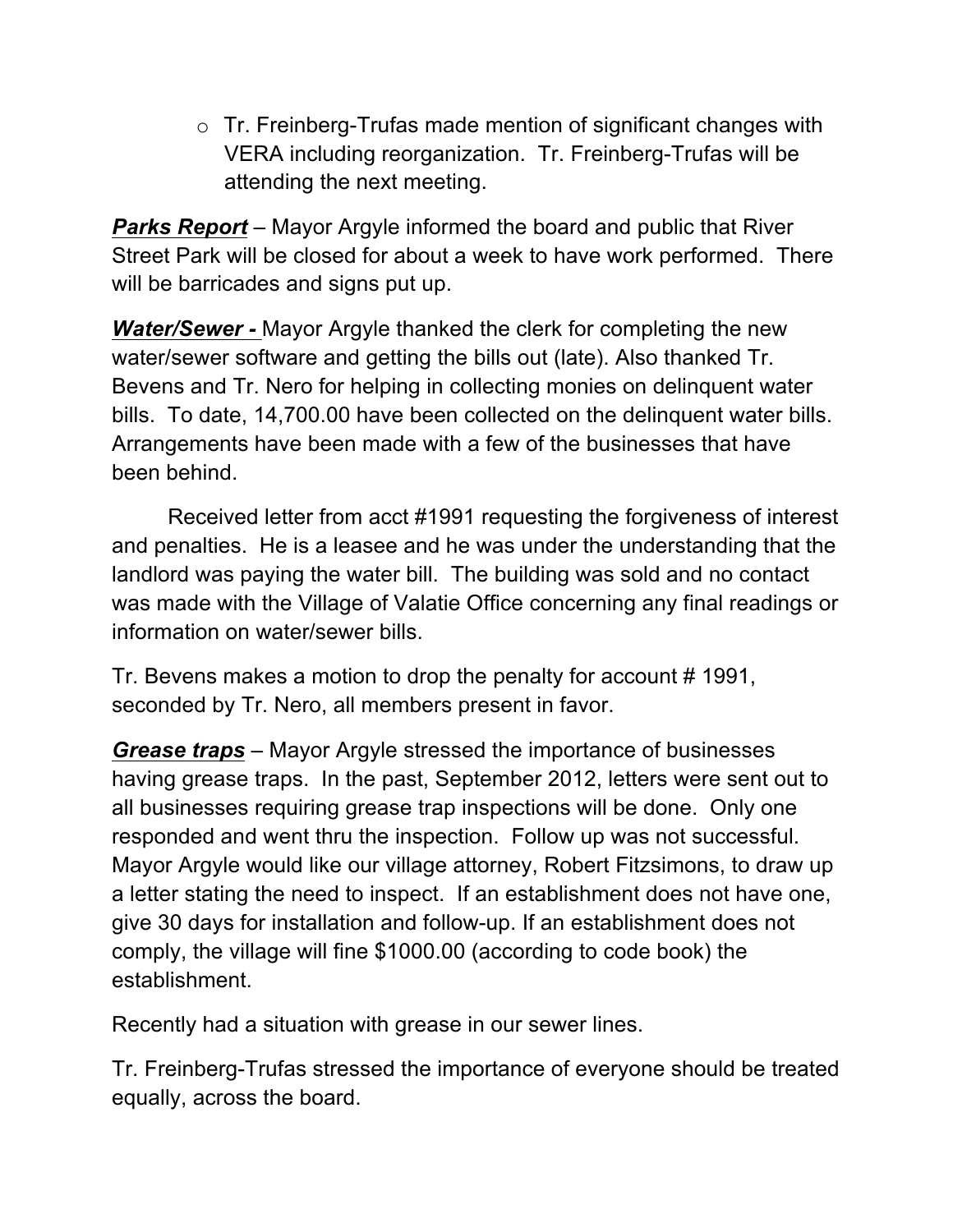- Tr. Freinberg-Trufas made mention of significant changes with VERA including reorganization. Tr. Freinberg-Trufas will be attending the next meeting.

***Parks Report*** – Mayor Argyle informed the board and public that River Street Park will be closed for about a week to have work performed. There will be barricades and signs put up.

***Water/Sewer -*** Mayor Argyle thanked the clerk for completing the new water/sewer software and getting the bills out (late). Also thanked Tr. Bevens and Tr. Nero for helping in collecting monies on delinquent water bills. To date, 14,700.00 have been collected on the delinquent water bills. Arrangements have been made with a few of the businesses that have been behind.

Received letter from acct #1991 requesting the forgiveness of interest and penalties. He is a leasee and he was under the understanding that the landlord was paying the water bill. The building was sold and no contact was made with the Village of Valatie Office concerning any final readings or information on water/sewer bills.

Tr. Bevens makes a motion to drop the penalty for account # 1991, seconded by Tr. Nero, all members present in favor.

***Grease traps*** – Mayor Argyle stressed the importance of businesses having grease traps. In the past, September 2012, letters were sent out to all businesses requiring grease trap inspections will be done. Only one responded and went thru the inspection. Follow up was not successful. Mayor Argyle would like our village attorney, Robert Fitzsimons, to draw up a letter stating the need to inspect. If an establishment does not have one, give 30 days for installation and follow-up. If an establishment does not comply, the village will fine $1000.00 (according to code book) the establishment.

Recently had a situation with grease in our sewer lines.

Tr. Freinberg-Trufas stressed the importance of everyone should be treated equally, across the board.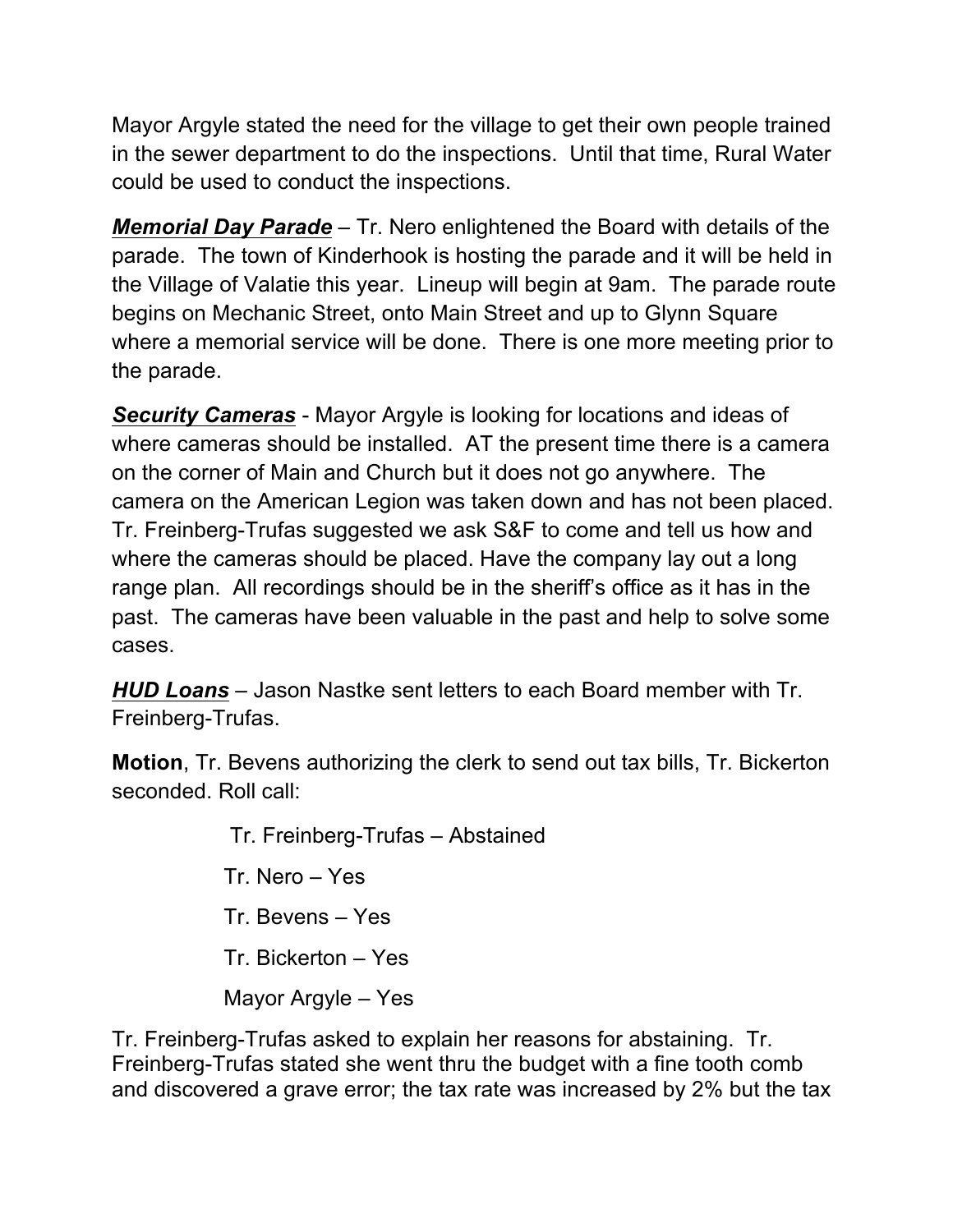Mayor Argyle stated the need for the village to get their own people trained in the sewer department to do the inspections. Until that time, Rural Water could be used to conduct the inspections.

***Memorial Day Parade*** – Tr. Nero enlightened the Board with details of the parade. The town of Kinderhook is hosting the parade and it will be held in the Village of Valatie this year. Lineup will begin at 9am. The parade route begins on Mechanic Street, onto Main Street and up to Glynn Square where a memorial service will be done. There is one more meeting prior to the parade.

***Security Cameras*** - Mayor Argyle is looking for locations and ideas of where cameras should be installed. AT the present time there is a camera on the corner of Main and Church but it does not go anywhere. The camera on the American Legion was taken down and has not been placed. Tr. Freinberg-Trufas suggested we ask S&F to come and tell us how and where the cameras should be placed. Have the company lay out a long range plan. All recordings should be in the sheriff's office as it has in the past. The cameras have been valuable in the past and help to solve some cases.

***HUD Loans*** – Jason Nastke sent letters to each Board member with Tr. Freinberg-Trufas.

**Motion**, Tr. Bevens authorizing the clerk to send out tax bills, Tr. Bickerton seconded. Roll call:

Tr. Freinberg-Trufas – Abstained

Tr. Nero – Yes

Tr. Bevens – Yes

Tr. Bickerton – Yes

Mayor Argyle – Yes

Tr. Freinberg-Trufas asked to explain her reasons for abstaining. Tr. Freinberg-Trufas stated she went thru the budget with a fine tooth comb and discovered a grave error; the tax rate was increased by 2% but the tax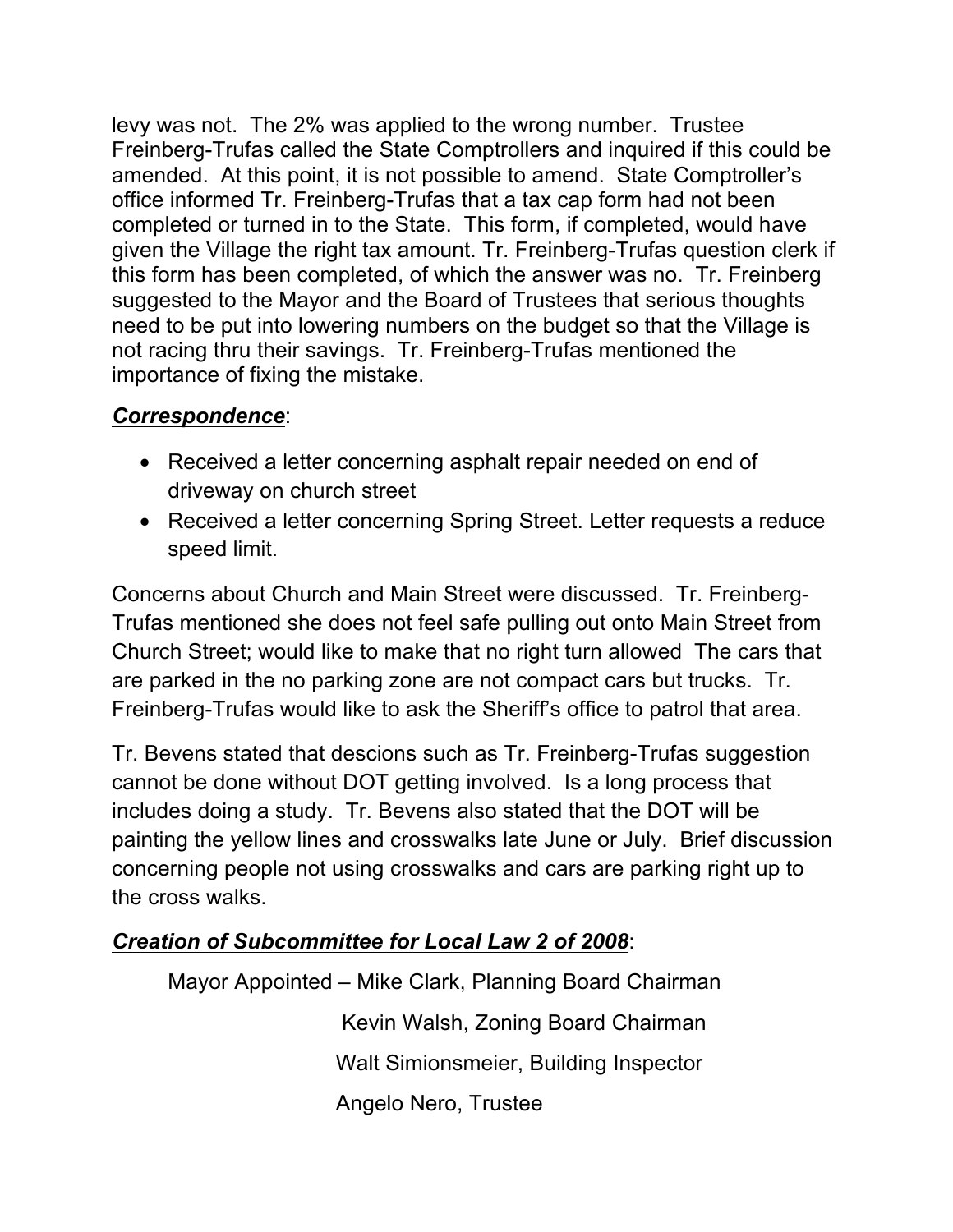levy was not. The 2% was applied to the wrong number. Trustee Freinberg-Trufas called the State Comptrollers and inquired if this could be amended. At this point, it is not possible to amend. State Comptroller's office informed Tr. Freinberg-Trufas that a tax cap form had not been completed or turned in to the State. This form, if completed, would have given the Village the right tax amount. Tr. Freinberg-Trufas question clerk if this form has been completed, of which the answer was no. Tr. Freinberg suggested to the Mayor and the Board of Trustees that serious thoughts need to be put into lowering numbers on the budget so that the Village is not racing thru their savings. Tr. Freinberg-Trufas mentioned the importance of fixing the mistake.

***<u>Correspondence</u>***:

- Received a letter concerning asphalt repair needed on end of driveway on church street
- Received a letter concerning Spring Street. Letter requests a reduce speed limit.

Concerns about Church and Main Street were discussed. Tr. Freinberg-Trufas mentioned she does not feel safe pulling out onto Main Street from Church Street; would like to make that no right turn allowed The cars that are parked in the no parking zone are not compact cars but trucks. Tr. Freinberg-Trufas would like to ask the Sheriff's office to patrol that area.

Tr. Bevens stated that descions such as Tr. Freinberg-Trufas suggestion cannot be done without DOT getting involved. Is a long process that includes doing a study. Tr. Bevens also stated that the DOT will be painting the yellow lines and crosswalks late June or July. Brief discussion concerning people not using crosswalks and cars are parking right up to the cross walks.

***<u>Creation of Subcommittee for Local Law 2 of 2008</u>***:

Mayor Appointed – Mike Clark, Planning Board Chairman

Kevin Walsh, Zoning Board Chairman

Walt Simionsmeier, Building Inspector

Angelo Nero, Trustee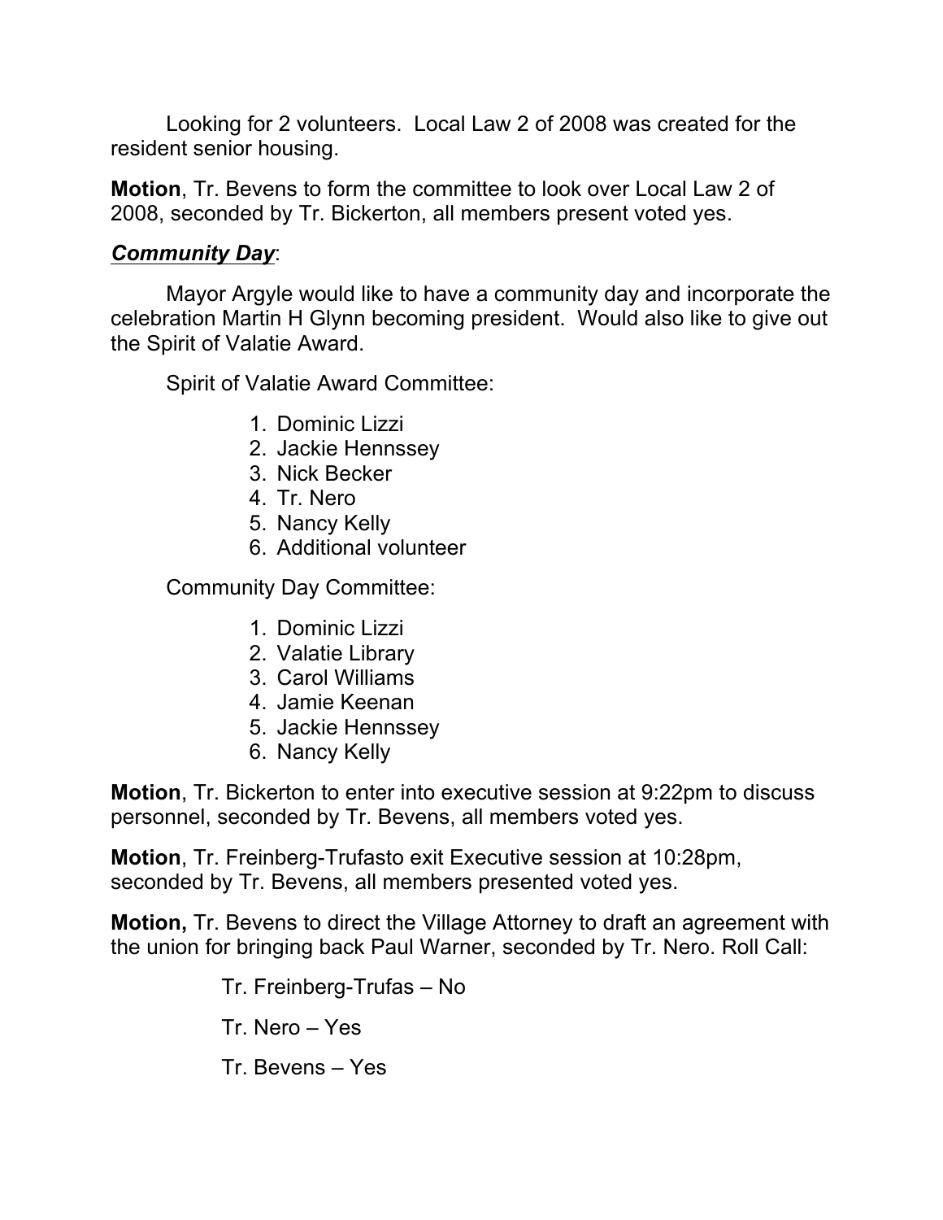Looking for 2 volunteers. Local Law 2 of 2008 was created for the resident senior housing.

**Motion**, Tr. Bevens to form the committee to look over Local Law 2 of 2008, seconded by Tr. Bickerton, all members present voted yes.

***Community Day***:

Mayor Argyle would like to have a community day and incorporate the celebration Martin H Glynn becoming president. Would also like to give out the Spirit of Valatie Award.

Spirit of Valatie Award Committee:

1. Dominic Lizzi
2. Jackie Hennssey
3. Nick Becker
4. Tr. Nero
5. Nancy Kelly
6. Additional volunteer

Community Day Committee:

1. Dominic Lizzi
2. Valatie Library
3. Carol Williams
4. Jamie Keenan
5. Jackie Hennssey
6. Nancy Kelly

**Motion**, Tr. Bickerton to enter into executive session at 9:22pm to discuss personnel, seconded by Tr. Bevens, all members voted yes.

**Motion**, Tr. Freinberg-Trufasto exit Executive session at 10:28pm, seconded by Tr. Bevens, all members presented voted yes.

**Motion,** Tr. Bevens to direct the Village Attorney to draft an agreement with the union for bringing back Paul Warner, seconded by Tr. Nero. Roll Call:

Tr. Freinberg-Trufas – No

Tr. Nero – Yes

Tr. Bevens – Yes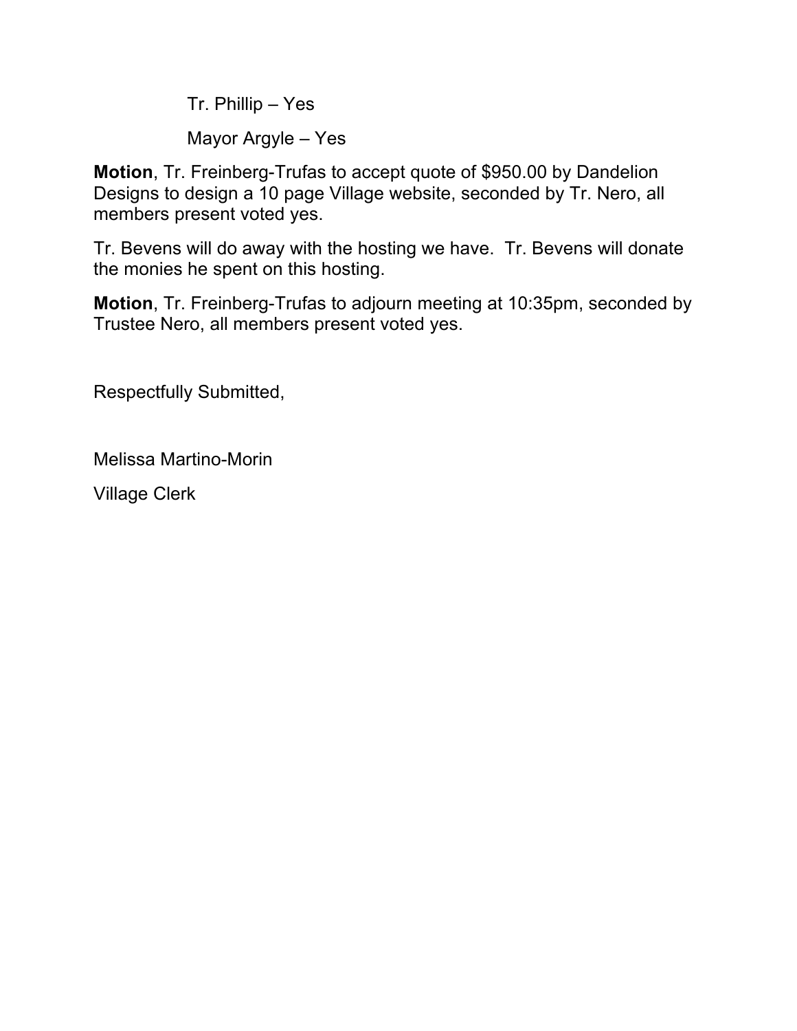Tr. Phillip – Yes

Mayor Argyle – Yes

**Motion**, Tr. Freinberg-Trufas to accept quote of $950.00 by Dandelion Designs to design a 10 page Village website, seconded by Tr. Nero, all members present voted yes.

Tr. Bevens will do away with the hosting we have. Tr. Bevens will donate the monies he spent on this hosting.

**Motion**, Tr. Freinberg-Trufas to adjourn meeting at 10:35pm, seconded by Trustee Nero, all members present voted yes.

Respectfully Submitted,

Melissa Martino-Morin

Village Clerk